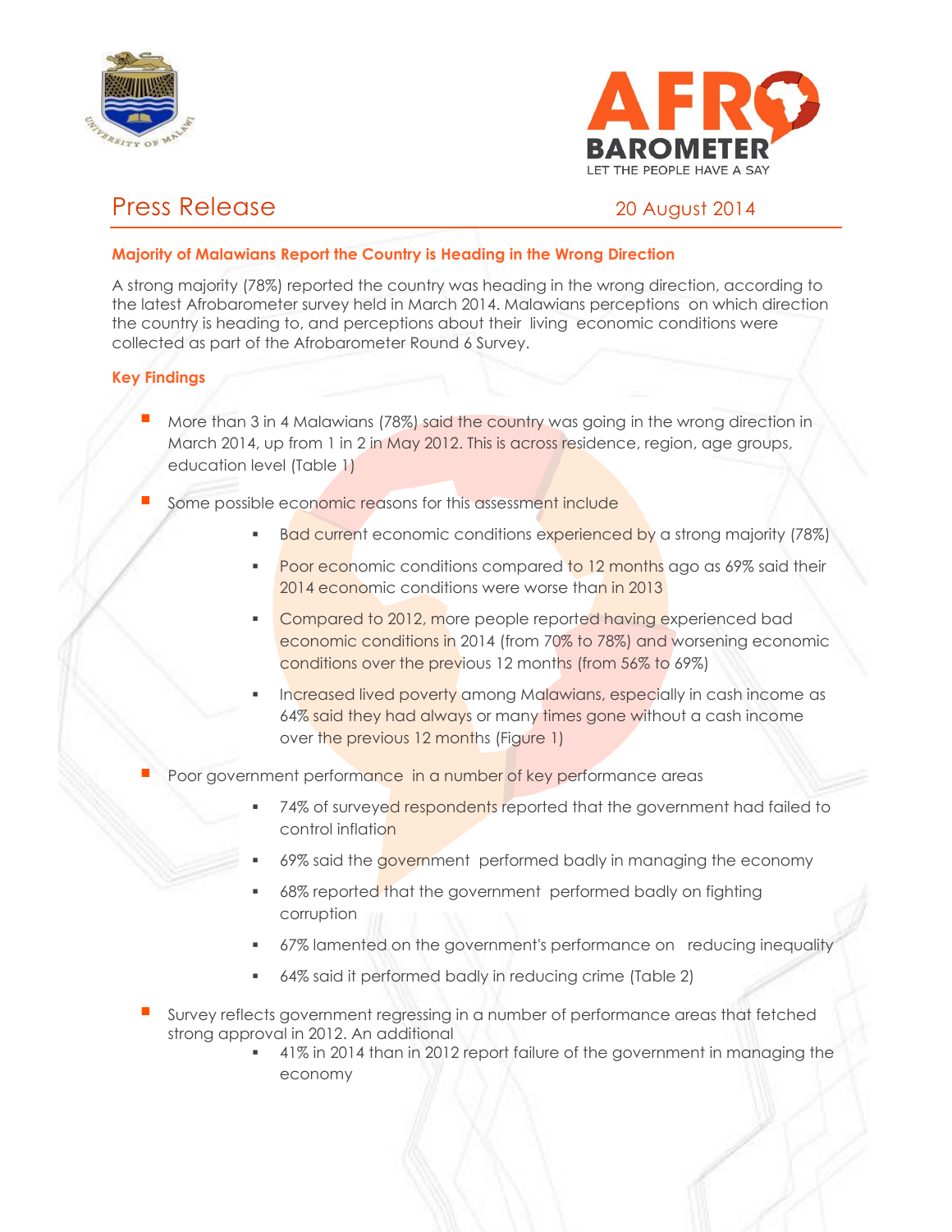# Press Release

20 August 2014

## Majority of Malawians Report the Country is Heading in the Wrong Direction

A strong majority (78%) reported the country was heading in the wrong direction, according to the latest Afrobarometer survey held in March 2014. Malawians perceptions on which direction the country is heading to, and perceptions about their living economic conditions were collected as part of the Afrobarometer Round 6 Survey.

### Key Findings

- More than 3 in 4 Malawians (78%) said the country was going in the wrong direction in March 2014, up from 1 in 2 in May 2012. This is across residence, region, age groups, education level (Table 1)
- Some possible economic reasons for this assessment include
  - Bad current economic conditions experienced by a strong majority (78%)
  - Poor economic conditions compared to 12 months ago as 69% said their 2014 economic conditions were worse than in 2013
  - Compared to 2012, more people reported having experienced bad economic conditions in 2014 (from 70% to 78%) and worsening economic conditions over the previous 12 months (from 56% to 69%)
  - Increased lived poverty among Malawians, especially in cash income as 64% said they had always or many times gone without a cash income over the previous 12 months (Figure 1)
- Poor government performance in a number of key performance areas
  - 74% of surveyed respondents reported that the government had failed to control inflation
  - 69% said the government performed badly in managing the economy
  - 68% reported that the government performed badly on fighting corruption
  - 67% lamented on the government's performance on reducing inequality
  - 64% said it performed badly in reducing crime (Table 2)
- Survey reflects government regressing in a number of performance areas that fetched strong approval in 2012. An additional
  - 41% in 2014 than in 2012 report failure of the government in managing the economy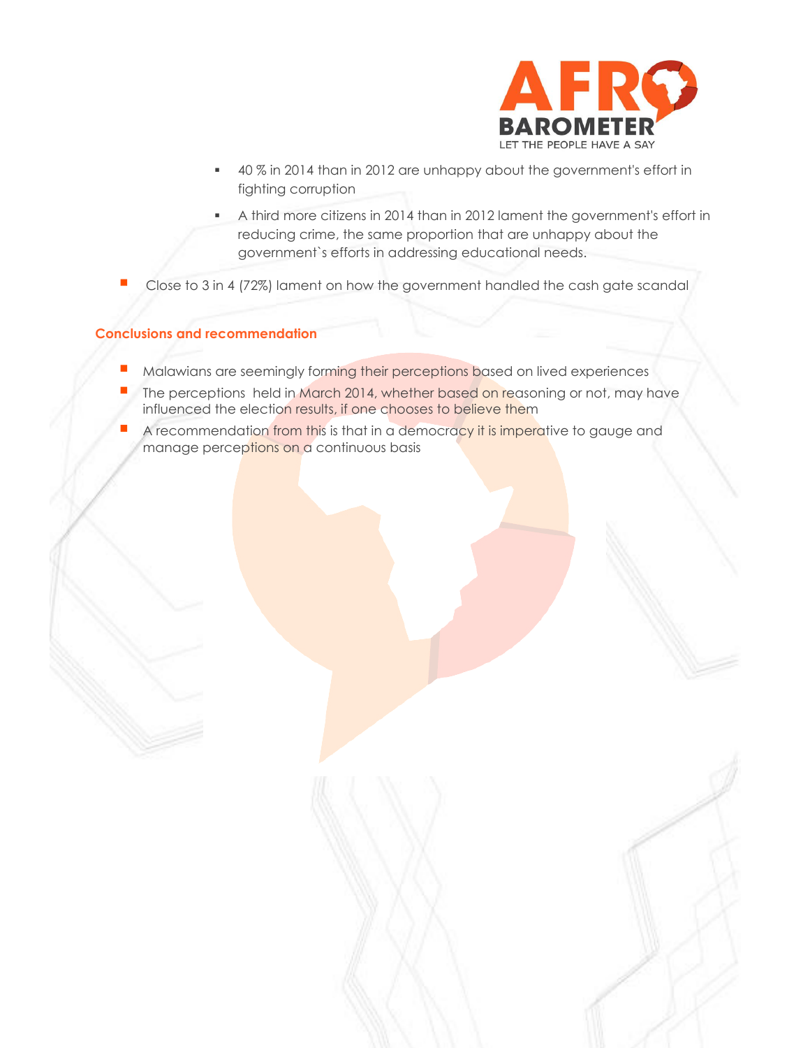- 40 % in 2014 than in 2012 are unhappy about the government's effort in fighting corruption
  - A third more citizens in 2014 than in 2012 lament the government's effort in reducing crime, the same proportion that are unhappy about the government`s efforts in addressing educational needs.

- Close to 3 in 4 (72%) lament on how the government handled the cash gate scandal

### Conclusions and recommendation

- Malawians are seemingly forming their perceptions based on lived experiences
- The perceptions held in March 2014, whether based on reasoning or not, may have influenced the election results, if one chooses to believe them
- A recommendation from this is that in a democracy it is imperative to gauge and manage perceptions on a continuous basis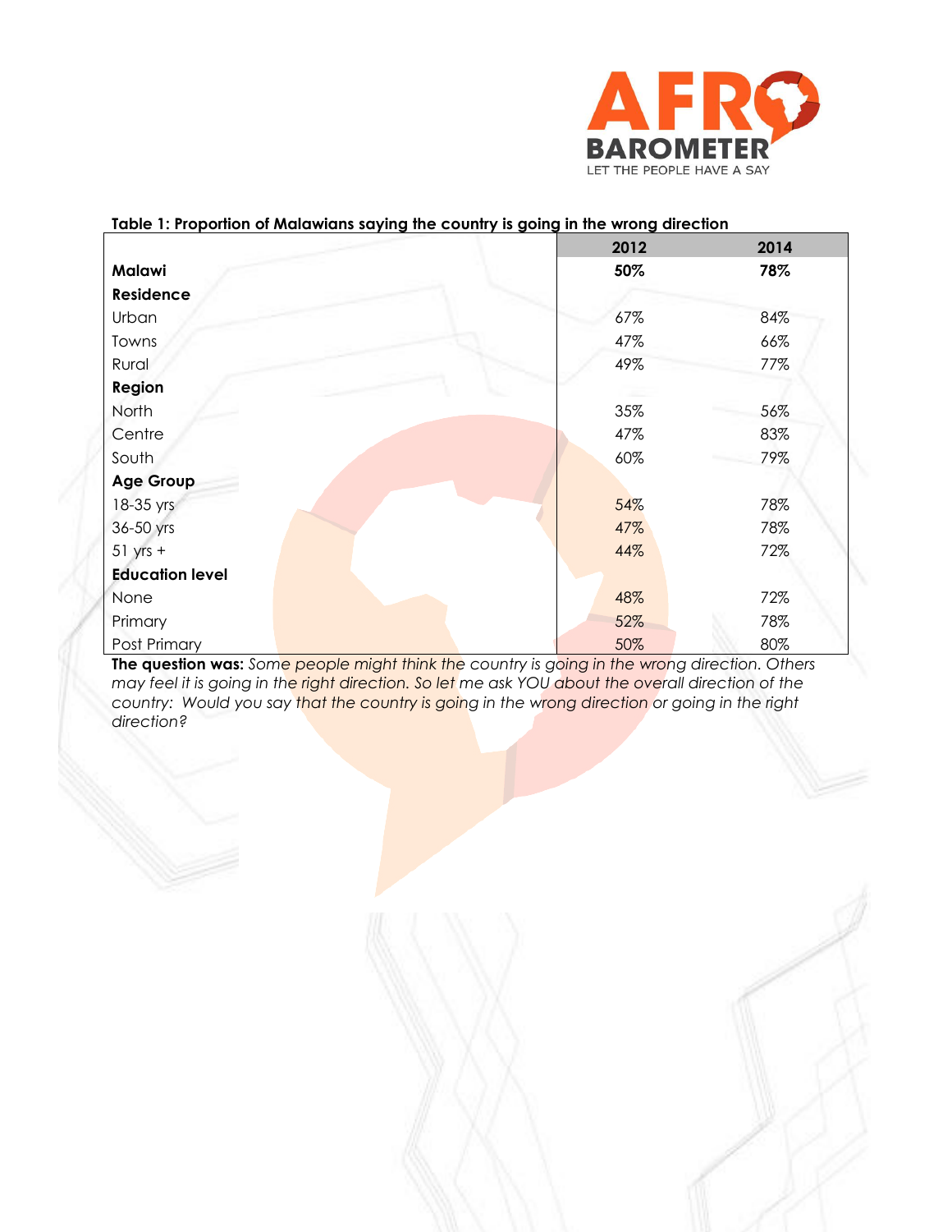**Table 1: Proportion of Malawians saying the country is going in the wrong direction**

| | 2012 | 2014 |
|---|---|---|
| **Malawi** | **50%** | **78%** |
| **Residence** | | |
| Urban | 67% | 84% |
| Towns | 47% | 66% |
| Rural | 49% | 77% |
| **Region** | | |
| North | 35% | 56% |
| Centre | 47% | 83% |
| South | 60% | 79% |
| **Age Group** | | |
| 18-35 yrs | 54% | 78% |
| 36-50 yrs | 47% | 78% |
| 51 yrs + | 44% | 72% |
| **Education level** | | |
| None | 48% | 72% |
| Primary | 52% | 78% |
| Post Primary | 50% | 80% |

**The question was:** *Some people might think the country is going in the wrong direction. Others may feel it is going in the right direction. So let me ask YOU about the overall direction of the country: Would you say that the country is going in the wrong direction or going in the right direction?*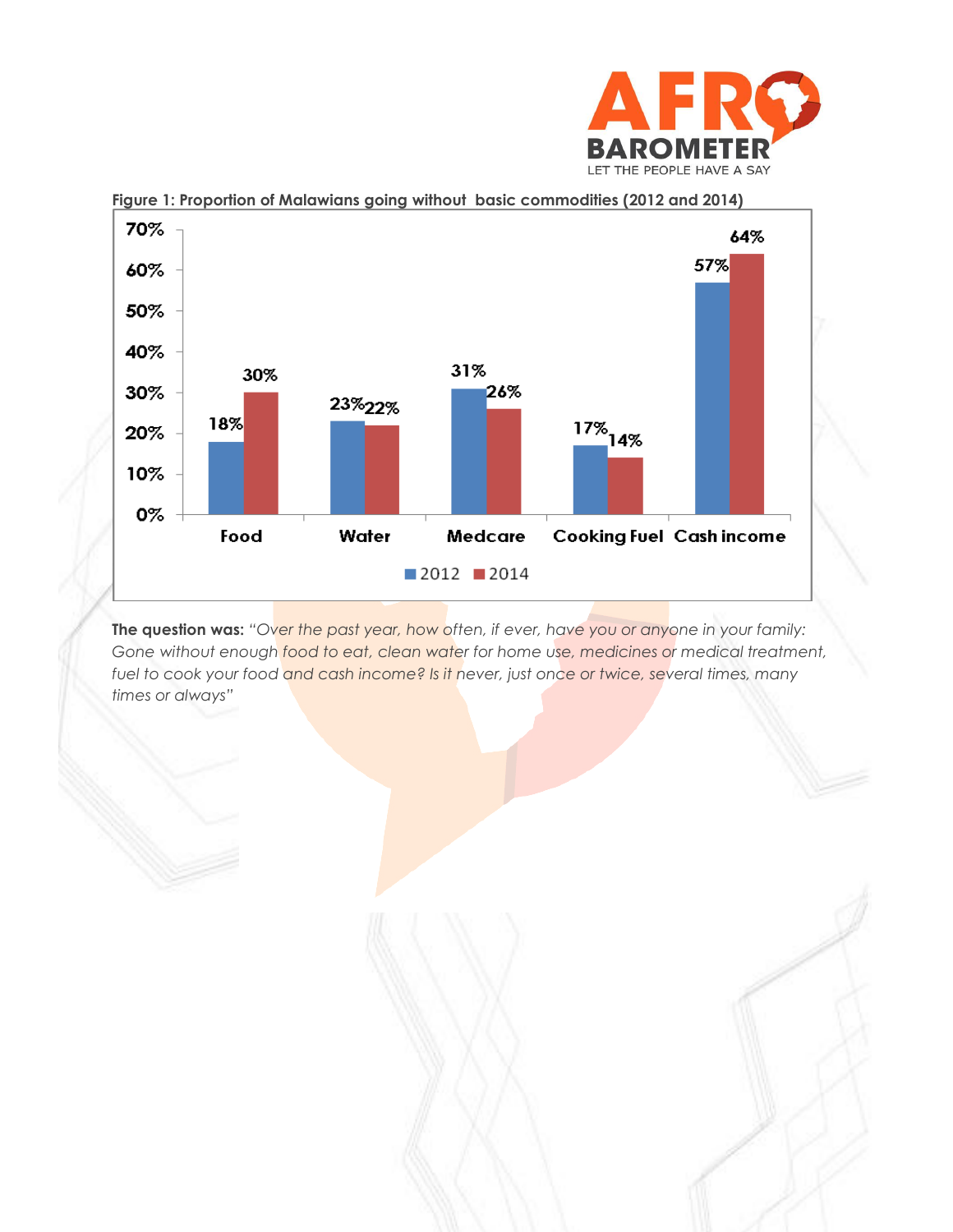Figure 1: Proportion of Malawians going without basic commodities (2012 and 2014)

| | 2012 | 2014 |
|---|---|---|
| Food | 18% | 30% |
| Water | 23% | 22% |
| Medcare | 31% | 26% |
| Cooking Fuel | 17% | 14% |
| Cash income | 57% | 64% |

**The question was:** *"Over the past year, how often, if ever, have you or anyone in your family: Gone without enough food to eat, clean water for home use, medicines or medical treatment, fuel to cook your food and cash income? Is it never, just once or twice, several times, many times or always"*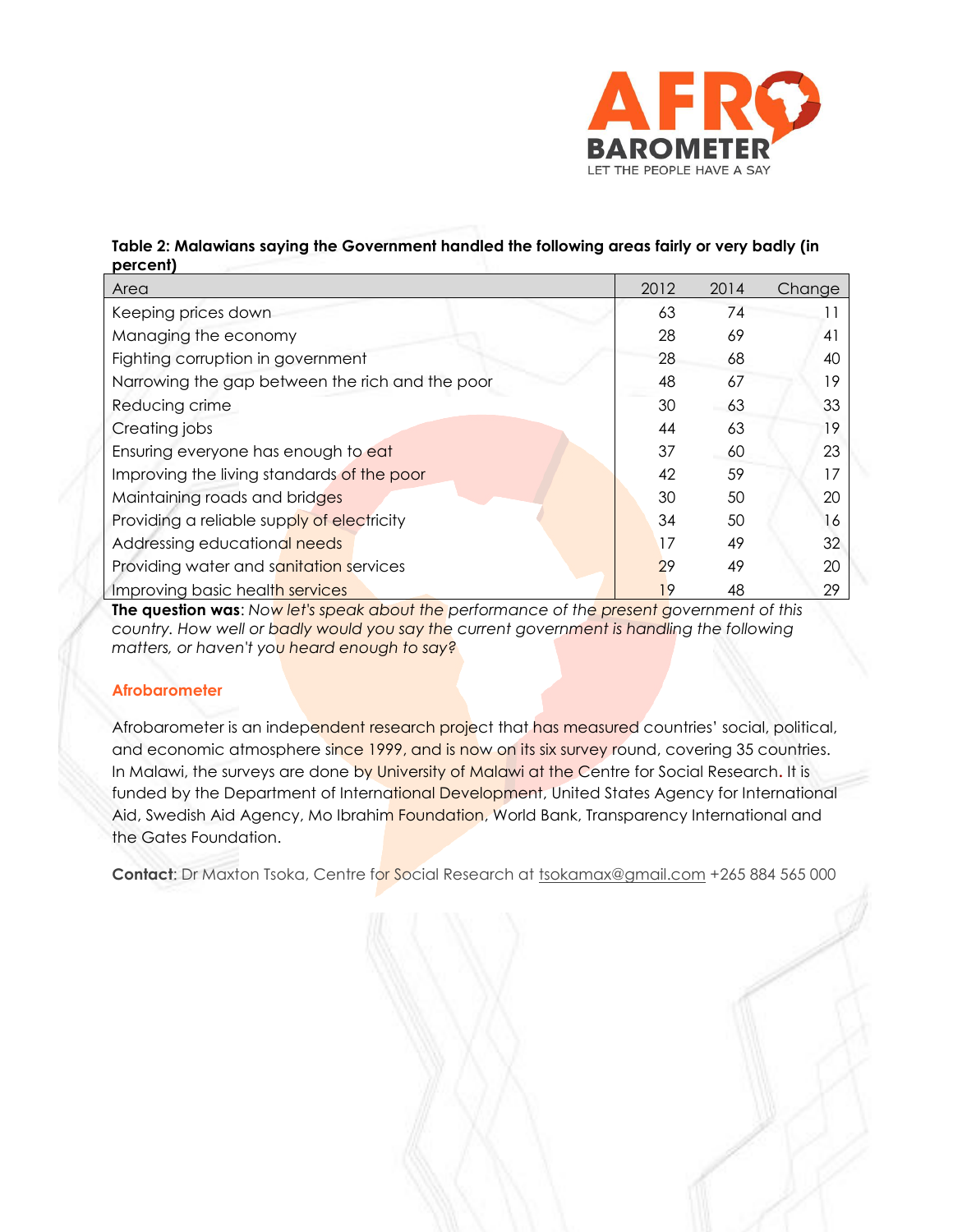**Table 2: Malawians saying the Government handled the following areas fairly or very badly (in percent)**

| Area | 2012 | 2014 | Change |
|---|---|---|---|
| Keeping prices down | 63 | 74 | 11 |
| Managing the economy | 28 | 69 | 41 |
| Fighting corruption in government | 28 | 68 | 40 |
| Narrowing the gap between the rich and the poor | 48 | 67 | 19 |
| Reducing crime | 30 | 63 | 33 |
| Creating jobs | 44 | 63 | 19 |
| Ensuring everyone has enough to eat | 37 | 60 | 23 |
| Improving the living standards of the poor | 42 | 59 | 17 |
| Maintaining roads and bridges | 30 | 50 | 20 |
| Providing a reliable supply of electricity | 34 | 50 | 16 |
| Addressing educational needs | 17 | 49 | 32 |
| Providing water and sanitation services | 29 | 49 | 20 |
| Improving basic health services | 19 | 48 | 29 |

**The question was**: *Now let's speak about the performance of the present government of this country. How well or badly would you say the current government is handling the following matters, or haven't you heard enough to say?*

### Afrobarometer

Afrobarometer is an independent research project that has measured countries' social, political, and economic atmosphere since 1999, and is now on its six survey round, covering 35 countries. In Malawi, the surveys are done by University of Malawi at the Centre for Social Research. It is funded by the Department of International Development, United States Agency for International Aid, Swedish Aid Agency, Mo Ibrahim Foundation, World Bank, Transparency International and the Gates Foundation.

**Contact**: Dr Maxton Tsoka, Centre for Social Research at tsokamax@gmail.com +265 884 565 000